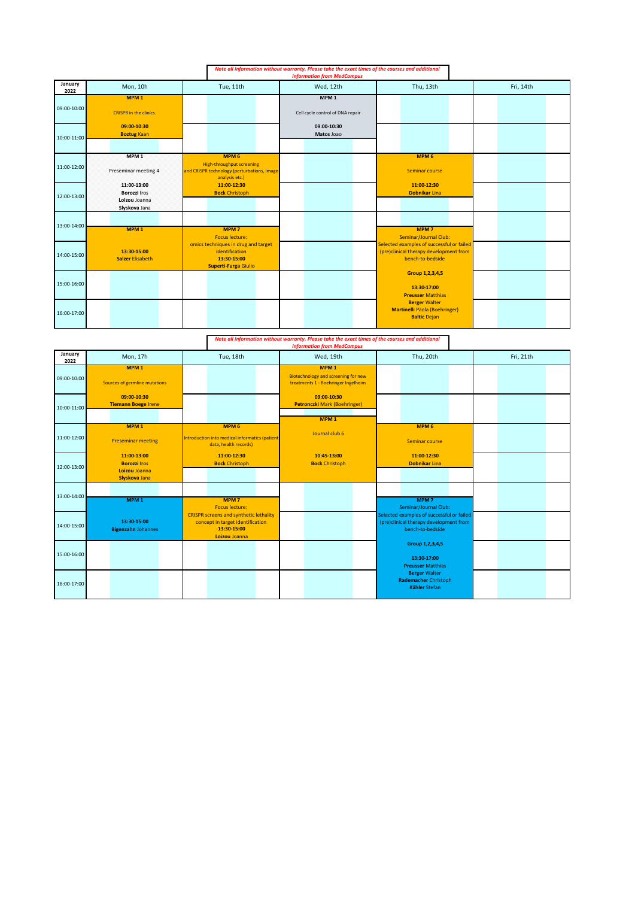*Note all information without warranty. Please take the exact times of the courses and additional information from MedCampus*

| January 2022 | Mon, 10th | Tue, 11th | Wed, 12th | Thu, 13th | Fri, 14th |
|---|---|---|---|---|---|
| 09:00-10:00 | MPM 1<br>CRISPR in the clinics.<br>09:00-10:30<br>**Boztug** Kaan | | MPM 1<br>Cell cycle control of DNA repair<br>09:00-10:30<br>**Matos** Joao | | |
| 10:00-11:00 | | | | | |
| 11:00-12:00 | MPM 1<br>Preseminar meeting 4<br>11:00-13:00<br>**Borozzi** Iros<br>**Loizou** Joanna<br>**Slyskova** Jana | MPM 6<br>High-throughput screening and CRISPR technology (perturbations, image analysis etc.)<br>11:00-12:30<br>**Bock** Christoph | | MPM 6<br>Seminar course<br>11:00-12:30<br>**Dobnikar** Lina | |
| 12:00-13:00 | | | | | |
| 13:00-14:00 | MPM 1 | MPM 7<br>Focus lecture:<br>omics techniques in drug and target identification<br>13:30-15:00<br>**Superti-Furga** Giulio | | MPM 7<br>Seminar/Journal Club:<br>Selected examples of successful or failed (pre)clinical therapy development from bench-to-bedside<br>Group 1,2,3,4,5<br>13:30-17:00<br>**Preusser** Matthias<br>**Berger** Walter<br>**Martinelli** Paola (Boehringer)<br>**Baltic** Dejan | |
| 14:00-15:00 | 13:30-15:00<br>**Salzer** Elisabeth | | | | |
| 15:00-16:00 | | | | | |
| 16:00-17:00 | | | | | |

*Note all information without warranty. Please take the exact times of the courses and additional information from MedCampus*

| January 2022 | Mon, 17th | Tue, 18th | Wed, 19th | Thu, 20th | Fri, 21th |
|---|---|---|---|---|---|
| 09:00-10:00 | MPM 1<br>Sources of germline mutations<br>09:00-10:30<br>**Tiemann Boege** Irene | | MPM 1<br>Biotechnology and screening for new treatments 1 - Boehringer Ingelheim<br>09:00-10:30<br>**Petronczki** Mark (Boehringer) | | |
| 10:00-11:00 | | | MPM 1<br>Journal club 6<br>10:45-13:00<br>**Bock** Christoph | | |
| 11:00-12:00 | MPM 1<br>Preseminar meeting<br>11:00-13:00<br>**Borozzi** Iros<br>**Loizou** Joanna<br>**Slyskova** Jana | MPM 6<br>Introduction into medical informatics (patient data, health records)<br>11:00-12:30<br>**Bock** Christoph | | MPM 6<br>Seminar course<br>11:00-12:30<br>**Dobnikar** Lina | |
| 12:00-13:00 | | | | | |
| 13:00-14:00 | MPM 1 | MPM 7<br>Focus lecture:<br>CRISPR screens and synthetic lethality concept in target identification<br>13:30-15:00<br>Loizou Joanna | | MPM 7<br>Seminar/Journal Club:<br>Selected examples of successful or failed (pre)clinical therapy development from bench-to-bedside<br>Group 1,2,3,4,5<br>13:30-17:00<br>**Preusser** Matthias<br>**Berger** Walter<br>**Rademacher** Christoph<br>**Kähler** Stefan | |
| 14:00-15:00 | 13:30-15:00<br>**Bigenzahn** Johannes | | | | |
| 15:00-16:00 | | | | | |
| 16:00-17:00 | | | | | |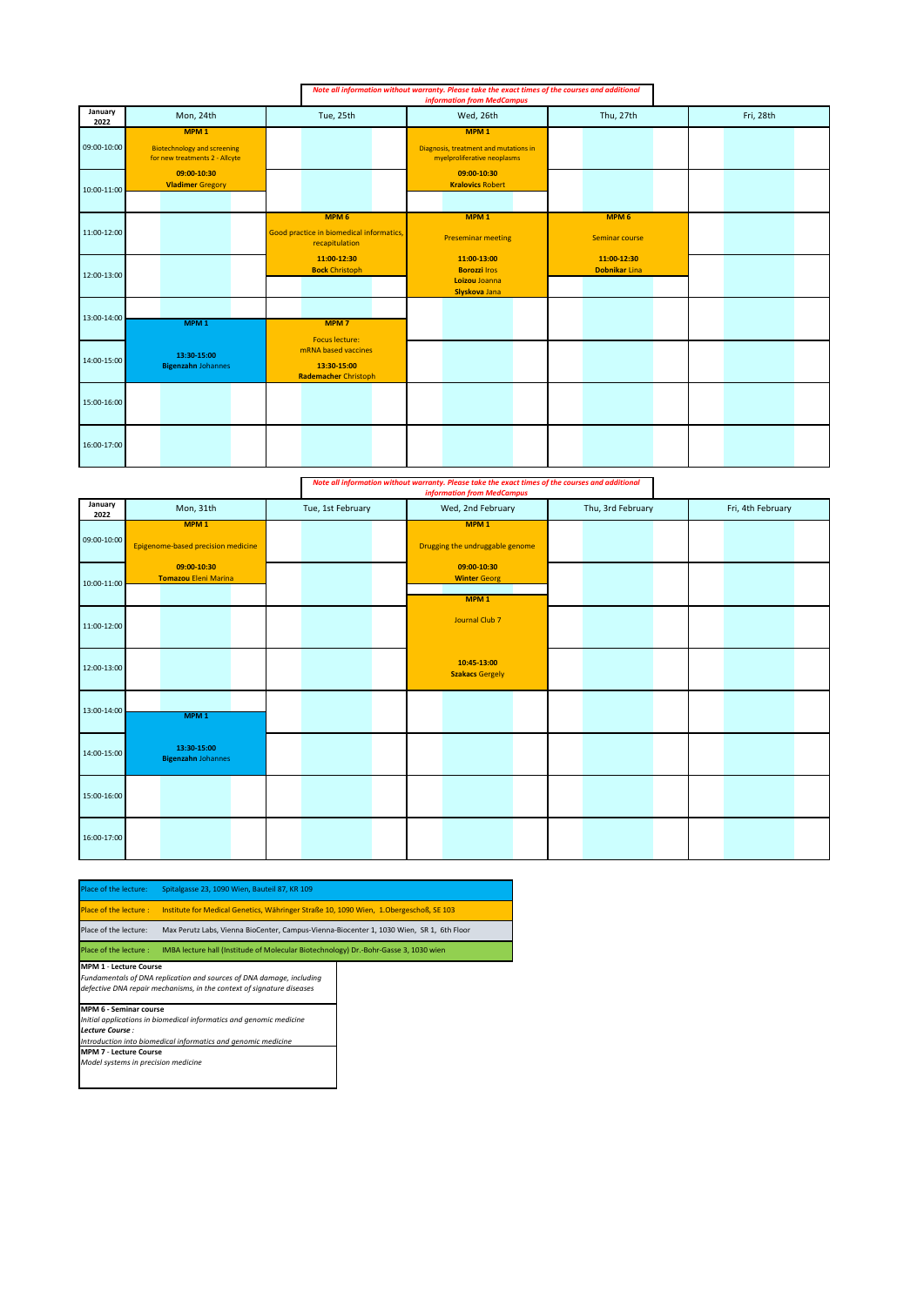*Note all information without warranty. Please take the exact times of the courses and additional information from MedCampus*

| January 2022 | Mon, 24th | Tue, 25th | Wed, 26th | Thu, 27th | Fri, 28th |
|---|---|---|---|---|---|
| 09:00-10:00 | **MPM 1** Biotechnology and screening for new treatments 2 - Allcyte | | **MPM 1** Diagnosis, treatment and mutations in myelproliferative neoplasms | | |
| 10:00-11:00 | **09:00-10:30** **Vladimer** Gregory | | **09:00-10:30** **Kralovics** Robert | | |
| 11:00-12:00 | | **MPM 6** Good practice in biomedical informatics, recapitulation | **MPM 1** Preseminar meeting | **MPM 6** Seminar course | |
| 12:00-13:00 | | **11:00-12:30** **Bock** Christoph | **11:00-13:00** **Borozzi** Iros **Loizou** Joanna **Slyskova** Jana | **11:00-12:30** **Dobnikar** Lina | |
| 13:00-14:00 | **MPM 1** | **MPM 7** Focus lecture: mRNA based vaccines | | | |
| 14:00-15:00 | **13:30-15:00** **Bigenzahn** Johannes | **13:30-15:00** **Rademacher** Christoph | | | |
| 15:00-16:00 | | | | | |
| 16:00-17:00 | | | | | |

*Note all information without warranty. Please take the exact times of the courses and additional information from MedCampus*

| January 2022 | Mon, 31th | Tue, 1st February | Wed, 2nd February | Thu, 3rd February | Fri, 4th February |
|---|---|---|---|---|---|
| 09:00-10:00 | **MPM 1** Epigenome-based precision medicine | | **MPM 1** Drugging the undruggable genome | | |
| 10:00-11:00 | **09:00-10:30** **Tomazou** Eleni Marina | | **09:00-10:30** **Winter** Georg | | |
| 11:00-12:00 | | | **MPM 1** Journal Club 7 | | |
| 12:00-13:00 | | | **10:45-13:00** **Szakacs** Gergely | | |
| 13:00-14:00 | **MPM 1** | | | | |
| 14:00-15:00 | **13:30-15:00** **Bigenzahn** Johannes | | | | |
| 15:00-16:00 | | | | | |
| 16:00-17:00 | | | | | |

| | |
|---|---|
| Place of the lecture: | Spitalgasse 23, 1090 Wien, Bauteil 87, KR 109 |
| Place of the lecture : | Institute for Medical Genetics, Währinger Straße 10, 1090 Wien, 1.Obergeschoß, SE 103 |
| Place of the lecture: | Max Perutz Labs, Vienna BioCenter, Campus-Vienna-Biocenter 1, 1030 Wien, SR 1, 6th Floor |
| Place of the lecture : | IMBA lecture hall (Institute of Molecular Biotechnology) Dr.-Bohr-Gasse 3, 1030 wien |

**MPM 1 - Lecture Course**
*Fundamentals of DNA replication and sources of DNA damage, including defective DNA repair mechanisms, in the context of signature diseases*

**MPM 6 - Seminar course**
*Initial applications in biomedical informatics and genomic medicine*
***Lecture Course :***
*Introduction into biomedical informatics and genomic medicine*

**MPM 7 - Lecture Course**
*Model systems in precision medicine*